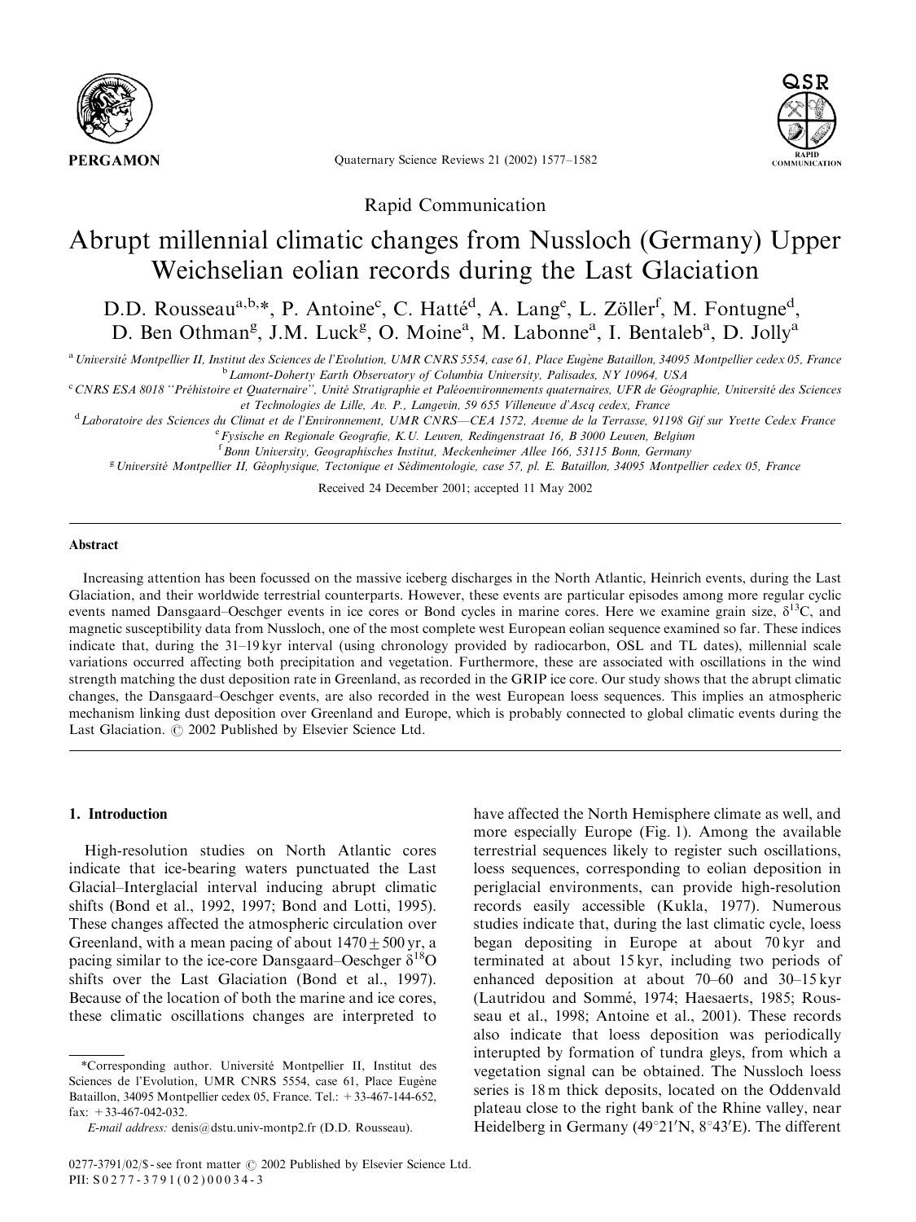Rapid Communication

# Abrupt millennial climatic changes from Nussloch (Germany) Upper Weichselian eolian records during the Last Glaciation

D.D. Rousseau[a,b,*], P. Antoine[c], C. Hatté[d], A. Lang[e], L. Zöller[f], M. Fontugne[d], D. Ben Othman[g], J.M. Luck[g], O. Moine[a], M. Labonne[a], I. Bentaleb[a], D. Jolly[a]

[a] Université Montpellier II, Institut des Sciences de l'Evolution, UMR CNRS 5554, case 61, Place Eugène Bataillon, 34095 Montpellier cedex 05, France

[b] Lamont-Doherty Earth Observatory of Columbia University, Palisades, NY 10964, USA

[c] CNRS ESA 8018 "Préhistoire et Quaternaire", Unité Stratigraphie et Paléoenvironnements quaternaires, UFR de Géographie, Université des Sciences et Technologies de Lille, Av. P., Langevin, 59 655 Villeneuve d'Ascq cedex, France

[d] Laboratoire des Sciences du Climat et de l'Environnement, UMR CNRS—CEA 1572, Avenue de la Terrasse, 91198 Gif sur Yvette Cedex France

[e] Fysische en Regionale Geografie, K.U. Leuven, Redingenstraat 16, B 3000 Leuven, Belgium

[f] Bonn University, Geographisches Institut, Meckenheimer Allee 166, 53115 Bonn, Germany

[g] Université Montpellier II, Géophysique, Tectonique et Sédimentologie, case 57, pl. E. Bataillon, 34095 Montpellier cedex 05, France

Received 24 December 2001; accepted 11 May 2002

## Abstract

Increasing attention has been focussed on the massive iceberg discharges in the North Atlantic, Heinrich events, during the Last Glaciation, and their worldwide terrestrial counterparts. However, these events are particular episodes among more regular cyclic events named Dansgaard–Oeschger events in ice cores or Bond cycles in marine cores. Here we examine grain size, $\delta^{13}C$, and magnetic susceptibility data from Nussloch, one of the most complete west European eolian sequence examined so far. These indices indicate that, during the 31–19 kyr interval (using chronology provided by radiocarbon, OSL and TL dates), millennial scale variations occurred affecting both precipitation and vegetation. Furthermore, these are associated with oscillations in the wind strength matching the dust deposition rate in Greenland, as recorded in the GRIP ice core. Our study shows that the abrupt climatic changes, the Dansgaard–Oeschger events, are also recorded in the west European loess sequences. This implies an atmospheric mechanism linking dust deposition over Greenland and Europe, which is probably connected to global climatic events during the Last Glaciation. © 2002 Published by Elsevier Science Ltd.

## 1. Introduction

High-resolution studies on North Atlantic cores indicate that ice-bearing waters punctuated the Last Glacial–Interglacial interval inducing abrupt climatic shifts (Bond et al., 1992, 1997; Bond and Lotti, 1995). These changes affected the atmospheric circulation over Greenland, with a mean pacing of about $1470 \pm 500$ yr, a pacing similar to the ice-core Dansgaard–Oeschger $\delta^{18}O$ shifts over the Last Glaciation (Bond et al., 1997). Because of the location of both the marine and ice cores, these climatic oscillations changes are interpreted to have affected the North Hemisphere climate as well, and more especially Europe (Fig. 1). Among the available terrestrial sequences likely to register such oscillations, loess sequences, corresponding to eolian deposition in periglacial environments, can provide high-resolution records easily accessible (Kukla, 1977). Numerous studies indicate that, during the last climatic cycle, loess began depositing in Europe at about 70 kyr and terminated at about 15 kyr, including two periods of enhanced deposition at about 70–60 and 30–15 kyr (Lautridou and Sommé, 1974; Haesaerts, 1985; Rousseau et al., 1998; Antoine et al., 2001). These records also indicate that loess deposition was periodically interupted by formation of tundra gleys, from which a vegetation signal can be obtained. The Nussloch loess series is 18 m thick deposits, located on the Oddenvald plateau close to the right bank of the Rhine valley, near Heidelberg in Germany (49°21′N, 8°43′E). The different

*Corresponding author. Université Montpellier II, Institut des Sciences de l'Evolution, UMR CNRS 5554, case 61, Place Eugène Bataillon, 34095 Montpellier cedex 05, France. Tel.: +33-467-144-652, fax: +33-467-042-032.

*E-mail address:* denis@dstu.univ-montp2.fr (D.D. Rousseau).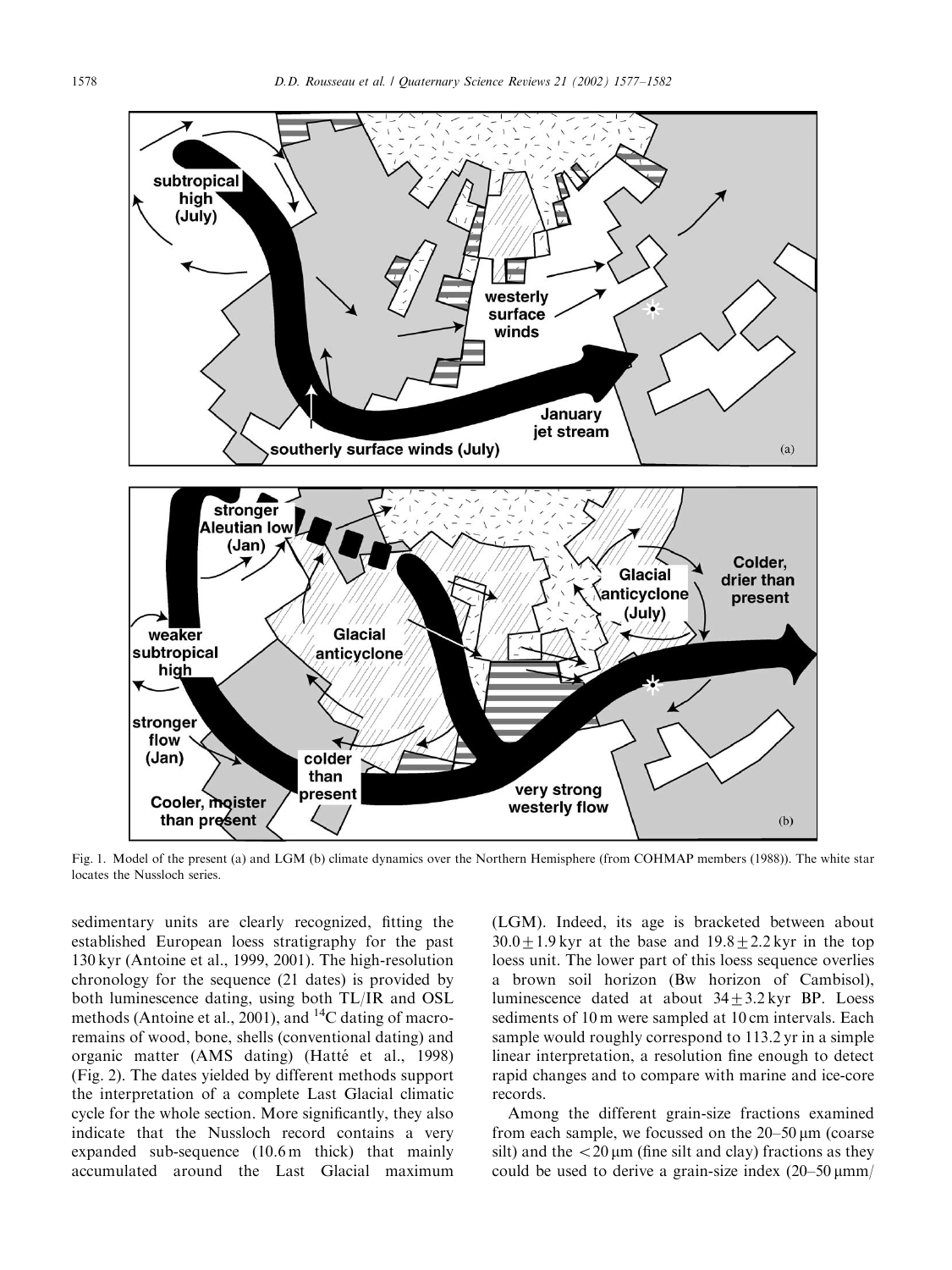Fig. 1. Model of the present (a) and LGM (b) climate dynamics over the Northern Hemisphere (from COHMAP members (1988)). The white star locates the Nussloch series.

sedimentary units are clearly recognized, fitting the established European loess stratigraphy for the past 130 kyr (Antoine et al., 1999, 2001). The high-resolution chronology for the sequence (21 dates) is provided by both luminescence dating, using both TL/IR and OSL methods (Antoine et al., 2001), and $^{14}C$ dating of macro-remains of wood, bone, shells (conventional dating) and organic matter (AMS dating) (Hatté et al., 1998) (Fig. 2). The dates yielded by different methods support the interpretation of a complete Last Glacial climatic cycle for the whole section. More significantly, they also indicate that the Nussloch record contains a very expanded sub-sequence (10.6 m thick) that mainly accumulated around the Last Glacial maximum (LGM). Indeed, its age is bracketed between about $30.0 \pm 1.9$ kyr at the base and $19.8 \pm 2.2$ kyr in the top loess unit. The lower part of this loess sequence overlies a brown soil horizon (Bw horizon of Cambisol), luminescence dated at about $34 \pm 3.2$ kyr BP. Loess sediments of 10 m were sampled at 10 cm intervals. Each sample would roughly correspond to 113.2 yr in a simple linear interpretation, a resolution fine enough to detect rapid changes and to compare with marine and ice-core records.

Among the different grain-size fractions examined from each sample, we focussed on the 20–50 μm (coarse silt) and the <20 μm (fine silt and clay) fractions as they could be used to derive a grain-size index (20–50 μmm/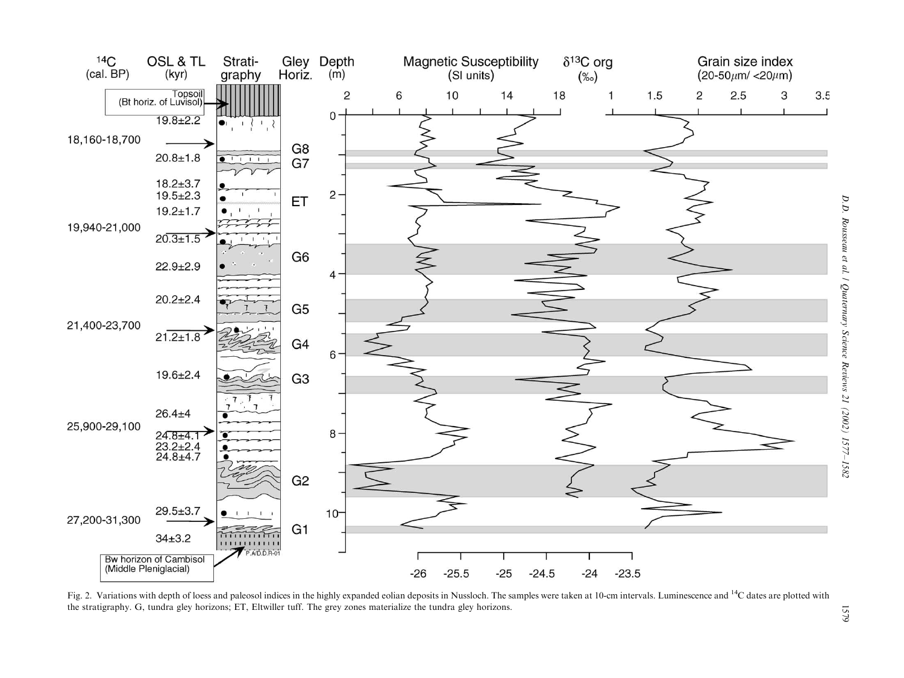Fig. 2. Variations with depth of loess and paleosol indices in the highly expanded eolian deposits in Nussloch. The samples were taken at 10-cm intervals. Luminescence and $^{14}C$ dates are plotted with the stratigraphy. G, tundra gley horizons; ET, Eltwiller tuff. The grey zones materialize the tundra gley horizons.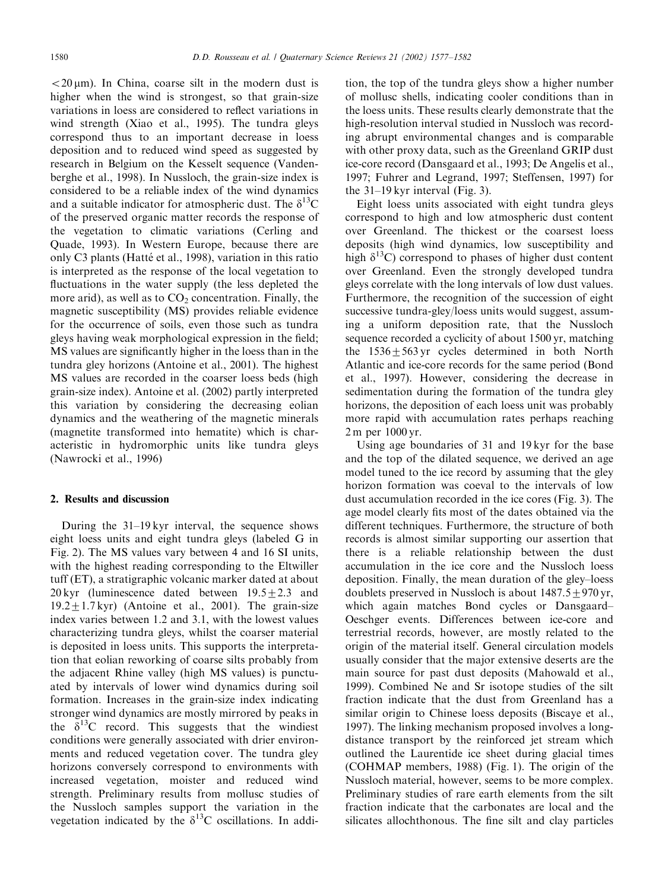$<20\,\mu m$). In China, coarse silt in the modern dust is higher when the wind is strongest, so that grain-size variations in loess are considered to reflect variations in wind strength (Xiao et al., 1995). The tundra gleys correspond thus to an important decrease in loess deposition and to reduced wind speed as suggested by research in Belgium on the Kesselt sequence (Vandenberghe et al., 1998). In Nussloch, the grain-size index is considered to be a reliable index of the wind dynamics and a suitable indicator for atmospheric dust. The $\delta^{13}C$ of the preserved organic matter records the response of the vegetation to climatic variations (Cerling and Quade, 1993). In Western Europe, because there are only C3 plants (Hatté et al., 1998), variation in this ratio is interpreted as the response of the local vegetation to fluctuations in the water supply (the less depleted the more arid), as well as to $CO_2$ concentration. Finally, the magnetic susceptibility (MS) provides reliable evidence for the occurrence of soils, even those such as tundra gleys having weak morphological expression in the field; MS values are significantly higher in the loess than in the tundra gley horizons (Antoine et al., 2001). The highest MS values are recorded in the coarser loess beds (high grain-size index). Antoine et al. (2002) partly interpreted this variation by considering the decreasing eolian dynamics and the weathering of the magnetic minerals (magnetite transformed into hematite) which is characteristic in hydromorphic units like tundra gleys (Nawrocki et al., 1996)

## 2. Results and discussion

During the 31–19 kyr interval, the sequence shows eight loess units and eight tundra gleys (labeled G in Fig. 2). The MS values vary between 4 and 16 SI units, with the highest reading corresponding to the Eltwiller tuff (ET), a stratigraphic volcanic marker dated at about 20 kyr (luminescence dated between $19.5\pm2.3$ and $19.2\pm1.7$ kyr) (Antoine et al., 2001). The grain-size index varies between 1.2 and 3.1, with the lowest values characterizing tundra gleys, whilst the coarser material is deposited in loess units. This supports the interpretation that eolian reworking of coarse silts probably from the adjacent Rhine valley (high MS values) is punctuated by intervals of lower wind dynamics during soil formation. Increases in the grain-size index indicating stronger wind dynamics are mostly mirrored by peaks in the $\delta^{13}C$ record. This suggests that the windiest conditions were generally associated with drier environments and reduced vegetation cover. The tundra gley horizons conversely correspond to environments with increased vegetation, moister and reduced wind strength. Preliminary results from mollusc studies of the Nussloch samples support the variation in the vegetation indicated by the $\delta^{13}C$ oscillations. In addition, the top of the tundra gleys show a higher number of mollusc shells, indicating cooler conditions than in the loess units. These results clearly demonstrate that the high-resolution interval studied in Nussloch was recording abrupt environmental changes and is comparable with other proxy data, such as the Greenland GRIP dust ice-core record (Dansgaard et al., 1993; De Angelis et al., 1997; Fuhrer and Legrand, 1997; Steffensen, 1997) for the 31–19 kyr interval (Fig. 3).

Eight loess units associated with eight tundra gleys correspond to high and low atmospheric dust content over Greenland. The thickest or the coarsest loess deposits (high wind dynamics, low susceptibility and high $\delta^{13}C$) correspond to phases of higher dust content over Greenland. Even the strongly developed tundra gleys correlate with the long intervals of low dust values. Furthermore, the recognition of the succession of eight successive tundra-gley/loess units would suggest, assuming a uniform deposition rate, that the Nussloch sequence recorded a cyclicity of about 1500 yr, matching the $1536\pm563$ yr cycles determined in both North Atlantic and ice-core records for the same period (Bond et al., 1997). However, considering the decrease in sedimentation during the formation of the tundra gley horizons, the deposition of each loess unit was probably more rapid with accumulation rates perhaps reaching 2 m per 1000 yr.

Using age boundaries of 31 and 19 kyr for the base and the top of the dilated sequence, we derived an age model tuned to the ice record by assuming that the gley horizon formation was coeval to the intervals of low dust accumulation recorded in the ice cores (Fig. 3). The age model clearly fits most of the dates obtained via the different techniques. Furthermore, the structure of both records is almost similar supporting our assertion that there is a reliable relationship between the dust accumulation in the ice core and the Nussloch loess deposition. Finally, the mean duration of the gley–loess doublets preserved in Nussloch is about $1487.5\pm970$ yr, which again matches Bond cycles or Dansgaard–Oeschger events. Differences between ice-core and terrestrial records, however, are mostly related to the origin of the material itself. General circulation models usually consider that the major extensive deserts are the main source for past dust deposits (Mahowald et al., 1999). Combined Ne and Sr isotope studies of the silt fraction indicate that the dust from Greenland has a similar origin to Chinese loess deposits (Biscaye et al., 1997). The linking mechanism proposed involves a long-distance transport by the reinforced jet stream which outlined the Laurentide ice sheet during glacial times (COHMAP members, 1988) (Fig. 1). The origin of the Nussloch material, however, seems to be more complex. Preliminary studies of rare earth elements from the silt fraction indicate that the carbonates are local and the silicates allochthonous. The fine silt and clay particles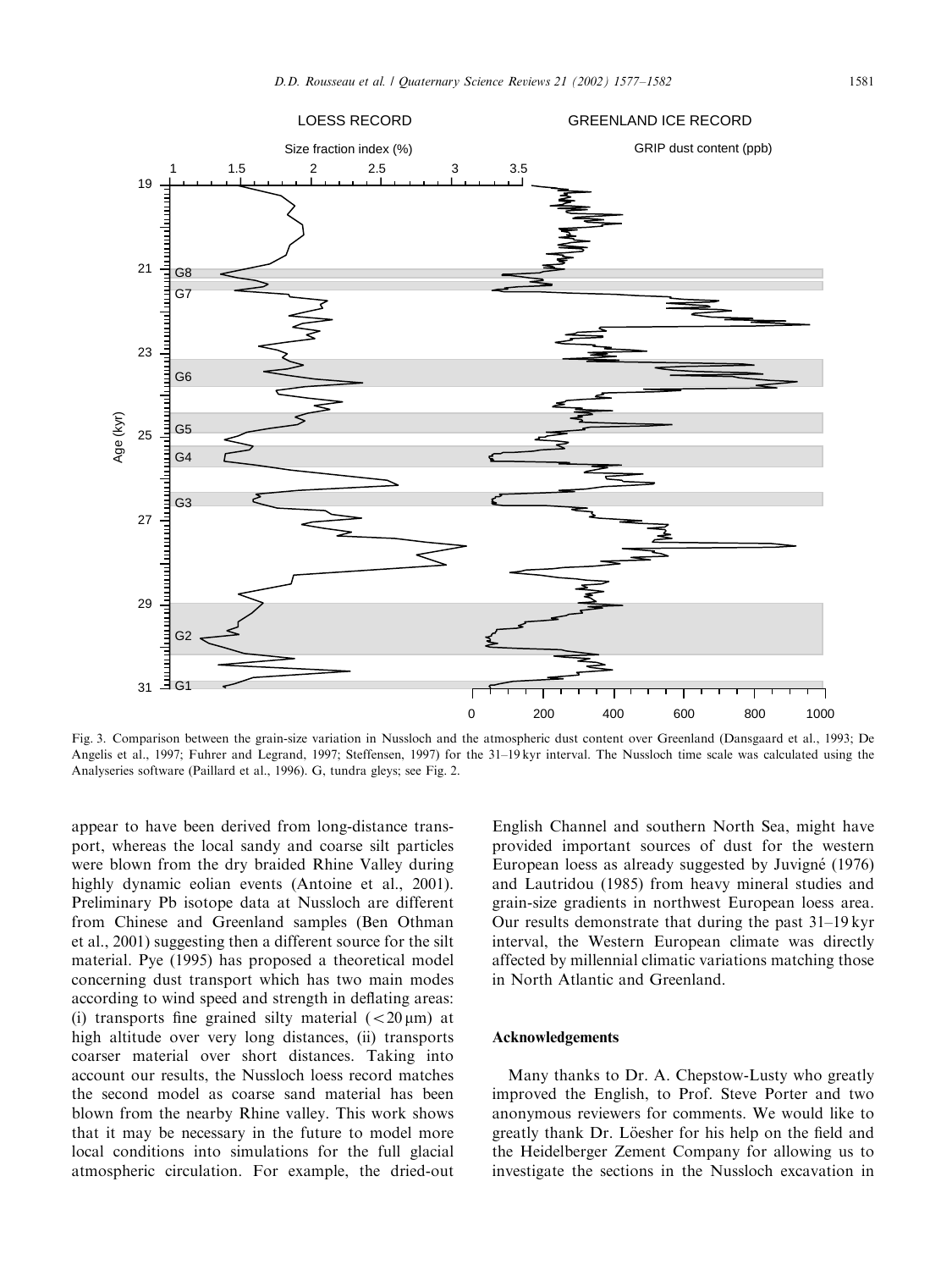Fig. 3. Comparison between the grain-size variation in Nussloch and the atmospheric dust content over Greenland (Dansgaard et al., 1993; De Angelis et al., 1997; Fuhrer and Legrand, 1997; Steffensen, 1997) for the 31–19 kyr interval. The Nussloch time scale was calculated using the Analyseries software (Paillard et al., 1996). G, tundra gleys; see Fig. 2.

appear to have been derived from long-distance transport, whereas the local sandy and coarse silt particles were blown from the dry braided Rhine Valley during highly dynamic eolian events (Antoine et al., 2001). Preliminary Pb isotope data at Nussloch are different from Chinese and Greenland samples (Ben Othman et al., 2001) suggesting then a different source for the silt material. Pye (1995) has proposed a theoretical model concerning dust transport which has two main modes according to wind speed and strength in deflating areas: (i) transports fine grained silty material ($<20\,\mu m$) at high altitude over very long distances, (ii) transports coarser material over short distances. Taking into account our results, the Nussloch loess record matches the second model as coarse sand material has been blown from the nearby Rhine valley. This work shows that it may be necessary in the future to model more local conditions into simulations for the full glacial atmospheric circulation. For example, the dried-out English Channel and southern North Sea, might have provided important sources of dust for the western European loess as already suggested by Juvigné (1976) and Lautridou (1985) from heavy mineral studies and grain-size gradients in northwest European loess area. Our results demonstrate that during the past 31–19 kyr interval, the Western European climate was directly affected by millennial climatic variations matching those in North Atlantic and Greenland.

## Acknowledgements

Many thanks to Dr. A. Chepstow-Lusty who greatly improved the English, to Prof. Steve Porter and two anonymous reviewers for comments. We would like to greatly thank Dr. Löesher for his help on the field and the Heidelberger Zement Company for allowing us to investigate the sections in the Nussloch excavation in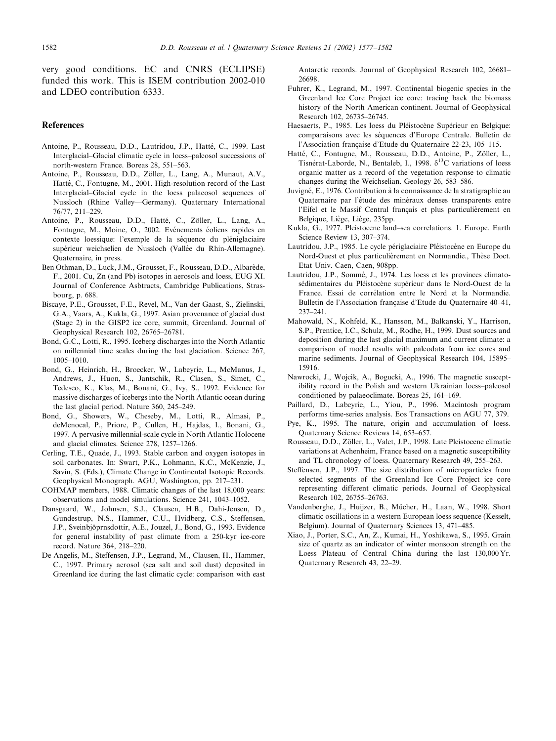very good conditions. EC and CNRS (ECLIPSE) funded this work. This is ISEM contribution 2002-010 and LDEO contribution 6333.

## References

Antoine, P., Rousseau, D.D., Lautridou, J.P., Hatté, C., 1999. Last Interglacial–Glacial climatic cycle in loess–paleosol successions of north-western France. Boreas 28, 551–563.

Antoine, P., Rousseau, D.D., Zöller, L., Lang, A., Munaut, A.V., Hatté, C., Fontugne, M., 2001. High-resolution record of the Last Interglacial–Glacial cycle in the loess palaeosol sequences of Nussloch (Rhine Valley—Germany). Quaternary International 76/77, 211–229.

Antoine, P., Rousseau, D.D., Hatté, C., Zöller, L., Lang, A., Fontugne, M., Moine, O., 2002. Evénements éoliens rapides en contexte loessique: l'exemple de la séquence du pléniglaciaire supérieur weichselien de Nussloch (Vallée du Rhin-Allemagne). Quaternaire, in press.

Ben Othman, D., Luck, J.M., Grousset, F., Rousseau, D.D., Albarède, F., 2001. Cu, Zn (and Pb) isotopes in aerosols and loess, EUG XI. Journal of Conference Asbtracts, Cambridge Publications, Strasbourg, p. 688.

Biscaye, P.E., Grousset, F.E., Revel, M., Van der Gaast, S., Zielinski, G.A., Vaars, A., Kukla, G., 1997. Asian provenance of glacial dust (Stage 2) in the GISP2 ice core, summit, Greenland. Journal of Geophysical Research 102, 26765–26781.

Bond, G.C., Lotti, R., 1995. Iceberg discharges into the North Atlantic on millennial time scales during the last glaciation. Science 267, 1005–1010.

Bond, G., Heinrich, H., Broecker, W., Labeyrie, L., McManus, J., Andrews, J., Huon, S., Jantschik, R., Clasen, S., Simet, C., Tedesco, K., Klas, M., Bonani, G., Ivy, S., 1992. Evidence for massive discharges of icebergs into the North Atlantic ocean during the last glacial period. Nature 360, 245–249.

Bond, G., Showers, W., Cheseby, M., Lotti, R., Almasi, P., deMenocal, P., Priore, P., Cullen, H., Hajdas, I., Bonani, G., 1997. A pervasive millennial-scale cycle in North Atlantic Holocene and glacial climates. Science 278, 1257–1266.

Cerling, T.E., Quade, J., 1993. Stable carbon and oxygen isotopes in soil carbonates. In: Swart, P.K., Lohmann, K.C., McKenzie, J., Savin, S. (Eds.), Climate Change in Continental Isotopic Records. Geophysical Monograph. AGU, Washington, pp. 217–231.

COHMAP members, 1988. Climatic changes of the last 18,000 years: observations and model simulations. Science 241, 1043–1052.

Dansgaard, W., Johnsen, S.J., Clausen, H.B., Dahi-Jensen, D., Gundestrup, N.S., Hammer, C.U., Hvidberg, C.S., Steffensen, J.P., Sveinbjöprnsdottir, A.E., Jouzel, J., Bond, G., 1993. Evidence for general instability of past climate from a 250-kyr ice-core record. Nature 364, 218–220.

De Angelis, M., Steffensen, J.P., Legrand, M., Clausen, H., Hammer, C., 1997. Primary aerosol (sea salt and soil dust) deposited in Greenland ice during the last climatic cycle: comparison with east Antarctic records. Journal of Geophysical Research 102, 26681–26698.

Fuhrer, K., Legrand, M., 1997. Continental biogenic species in the Greenland Ice Core Project ice core: tracing back the biomass history of the North American continent. Journal of Geophysical Research 102, 26735–26745.

Haesaerts, P., 1985. Les loess du Pléistocène Supérieur en Belgique: comparaisons avec les séquences d'Europe Centrale. Bulletin de l'Association française d'Etude du Quaternaire 22-23, 105–115.

Hatté, C., Fontugne, M., Rousseau, D.D., Antoine, P., Zöller, L., Tisnérat-Laborde, N., Bentaleb, I., 1998. $\delta^{13}$C variations of loess organic matter as a record of the vegetation response to climatic changes during the Weichselian. Geology 26, 583–586.

Juvigné, E., 1976. Contribution à la connaissance de la stratigraphie au Quaternaire par l'étude des minéraux denses transparents entre l'Eifel et le Massif Central français et plus particulièrement en Belgique, Liège, Liège, 235pp.

Kukla, G., 1977. Pleistocene land–sea correlations. 1. Europe. Earth Science Review 13, 307–374.

Lautridou, J.P., 1985. Le cycle périglaciaire Pléistocène en Europe du Nord-Ouest et plus particulièrement en Normandie., Thèse Doct. Etat Univ. Caen, Caen, 908pp.

Lautridou, J.P., Sommé, J., 1974. Les loess et les provinces climato-sédimentaires du Pléistocène supérieur dans le Nord-Ouest de la France. Essai de corrélation entre le Nord et la Normandie. Bulletin de l'Association française d'Etude du Quaternaire 40–41, 237–241.

Mahowald, N., Kohfeld, K., Hansson, M., Balkanski, Y., Harrison, S.P., Prentice, I.C., Schulz, M., Rodhe, H., 1999. Dust sources and deposition during the last glacial maximum and current climate: a comparison of model results with paleodata from ice cores and marine sediments. Journal of Geophysical Research 104, 15895–15916.

Nawrocki, J., Wojcik, A., Bogucki, A., 1996. The magnetic susceptibility record in the Polish and western Ukrainian loess–paleosol conditioned by palaeoclimate. Boreas 25, 161–169.

Paillard, D., Labeyrie, L., Yiou, P., 1996. Macintosh program performs time-series analysis. Eos Transactions on AGU 77, 379.

Pye, K., 1995. The nature, origin and accumulation of loess. Quaternary Science Reviews 14, 653–657.

Rousseau, D.D., Zöller, L., Valet, J.P., 1998. Late Pleistocene climatic variations at Achenheim, France based on a magnetic susceptibility and TL chronology of loess. Quaternary Research 49, 255–263.

Steffensen, J.P., 1997. The size distribution of microparticles from selected segments of the Greenland Ice Core Project ice core representing different climatic periods. Journal of Geophysical Research 102, 26755–26763.

Vandenberghe, J., Huijzer, B., Mücher, H., Laan, W., 1998. Short climatic oscillations in a western European loess sequence (Kesselt, Belgium). Journal of Quaternary Sciences 13, 471–485.

Xiao, J., Porter, S.C., An, Z., Kumai, H., Yoshikawa, S., 1995. Grain size of quartz as an indicator of winter monsoon strength on the Loess Plateau of Central China during the last 130,000 Yr. Quaternary Research 43, 22–29.